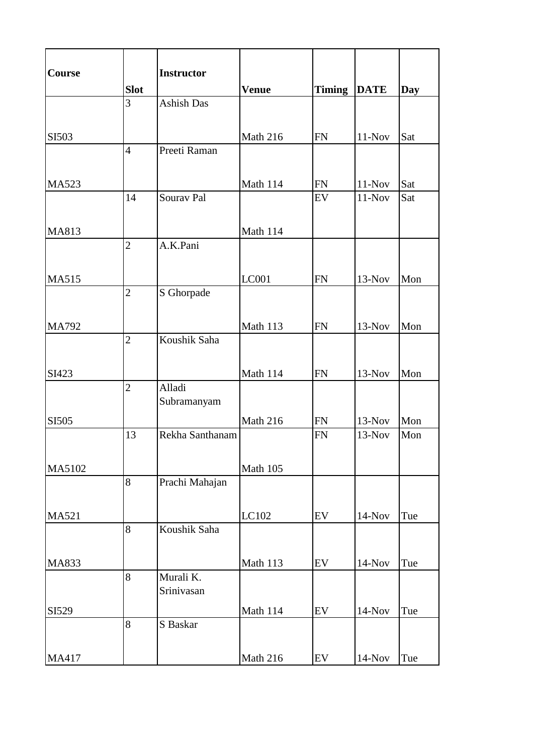| Course | Slot | Instructor | Venue | Timing | DATE | Day |
| --- | --- | --- | --- | --- | --- | --- |
| SI503 | 3 | Ashish Das | Math 216 | FN | 11-Nov | Sat |
| MA523 | 4 | Preeti Raman | Math 114 | FN | 11-Nov | Sat |
| MA813 | 14 | Sourav Pal | Math 114 | EV | 11-Nov | Sat |
| MA515 | 2 | A.K.Pani | LC001 | FN | 13-Nov | Mon |
| MA792 | 2 | S Ghorpade | Math 113 | FN | 13-Nov | Mon |
| SI423 | 2 | Koushik Saha | Math 114 | FN | 13-Nov | Mon |
| SI505 | 2 | Alladi Subramanyam | Math 216 | FN | 13-Nov | Mon |
| MA5102 | 13 | Rekha Santhanam | Math 105 | FN | 13-Nov | Mon |
| MA521 | 8 | Prachi Mahajan | LC102 | EV | 14-Nov | Tue |
| MA833 | 8 | Koushik Saha | Math 113 | EV | 14-Nov | Tue |
| SI529 | 8 | Murali K. Srinivasan | Math 114 | EV | 14-Nov | Tue |
| MA417 | 8 | S Baskar | Math 216 | EV | 14-Nov | Tue |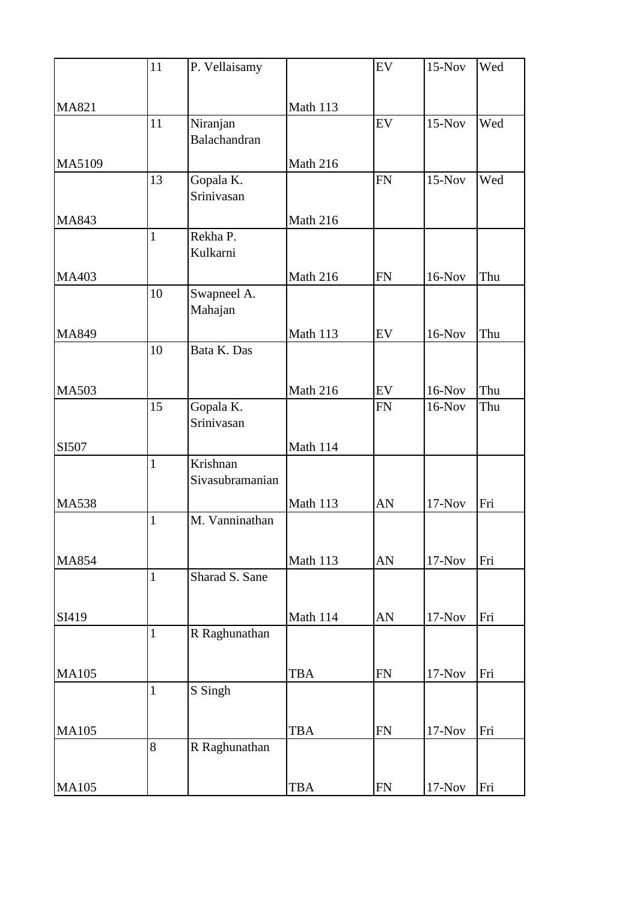| | | | | | | |
|---|---|---|---|---|---|---|
| MA821 | 11 | P. Vellaisamy | Math 113 | EV | 15-Nov | Wed |
| MA5109 | 11 | Niranjan Balachandran | Math 216 | EV | 15-Nov | Wed |
| MA843 | 13 | Gopala K. Srinivasan | Math 216 | FN | 15-Nov | Wed |
| MA403 | 1 | Rekha P. Kulkarni | Math 216 | FN | 16-Nov | Thu |
| MA849 | 10 | Swapneel A. Mahajan | Math 113 | EV | 16-Nov | Thu |
| MA503 | 10 | Bata K. Das | Math 216 | EV | 16-Nov | Thu |
| SI507 | 15 | Gopala K. Srinivasan | Math 114 | FN | 16-Nov | Thu |
| MA538 | 1 | Krishnan Sivasubramanian | Math 113 | AN | 17-Nov | Fri |
| MA854 | 1 | M. Vanninathan | Math 113 | AN | 17-Nov | Fri |
| SI419 | 1 | Sharad S. Sane | Math 114 | AN | 17-Nov | Fri |
| MA105 | 1 | R Raghunathan | TBA | FN | 17-Nov | Fri |
| MA105 | 1 | S Singh | TBA | FN | 17-Nov | Fri |
| MA105 | 8 | R Raghunathan | TBA | FN | 17-Nov | Fri |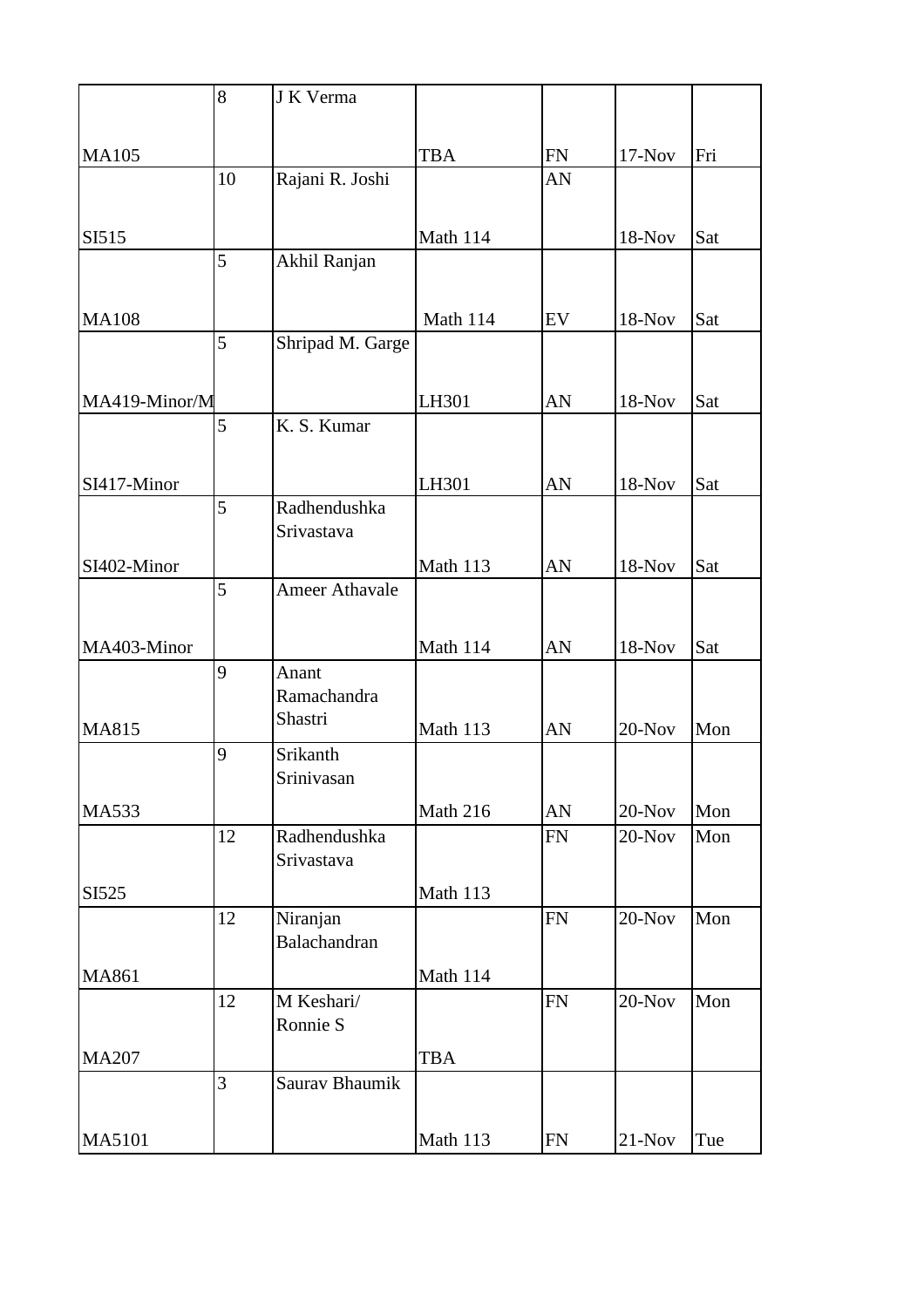| | | | | | | |
|---|---|---|---|---|---|---|
| MA105 | 8 | J K Verma | TBA | FN | 17-Nov | Fri |
| SI515 | 10 | Rajani R. Joshi | Math 114 | AN | 18-Nov | Sat |
| MA108 | 5 | Akhil Ranjan | Math 114 | EV | 18-Nov | Sat |
| MA419-Minor/M | 5 | Shripad M. Garge | LH301 | AN | 18-Nov | Sat |
| SI417-Minor | 5 | K. S. Kumar | LH301 | AN | 18-Nov | Sat |
| SI402-Minor | 5 | Radhendushka Srivastava | Math 113 | AN | 18-Nov | Sat |
| MA403-Minor | 5 | Ameer Athavale | Math 114 | AN | 18-Nov | Sat |
| MA815 | 9 | Anant Ramachandra Shastri | Math 113 | AN | 20-Nov | Mon |
| MA533 | 9 | Srikanth Srinivasan | Math 216 | AN | 20-Nov | Mon |
| SI525 | 12 | Radhendushka Srivastava | Math 113 | FN | 20-Nov | Mon |
| MA861 | 12 | Niranjan Balachandran | Math 114 | FN | 20-Nov | Mon |
| MA207 | 12 | M Keshari/ Ronnie S | TBA | FN | 20-Nov | Mon |
| MA5101 | 3 | Saurav Bhaumik | Math 113 | FN | 21-Nov | Tue |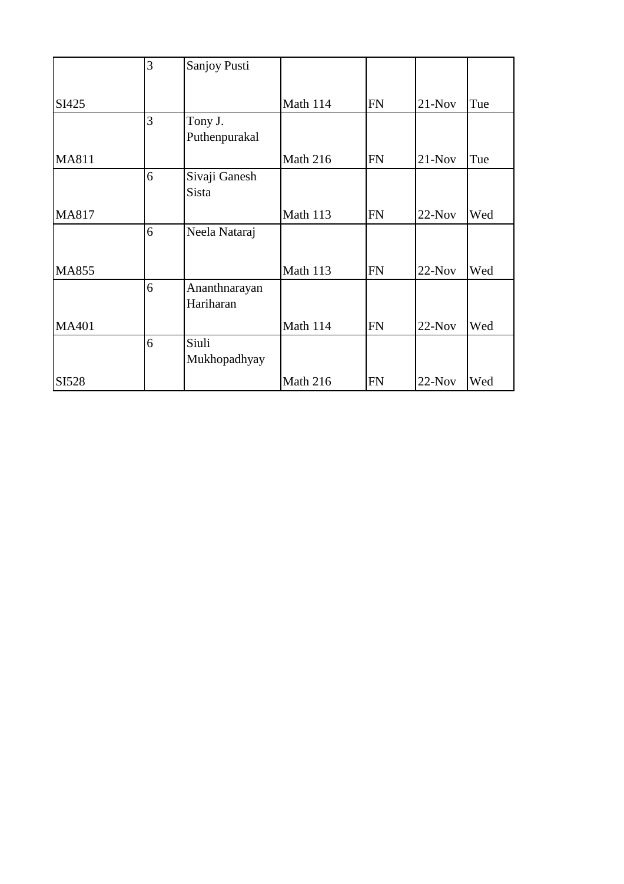| | | | | | | |
|---|---|---|---|---|---|---|
| SI425 | 3 | Sanjoy Pusti | Math 114 | FN | 21-Nov | Tue |
| MA811 | 3 | Tony J. Puthenpurakal | Math 216 | FN | 21-Nov | Tue |
| MA817 | 6 | Sivaji Ganesh Sista | Math 113 | FN | 22-Nov | Wed |
| MA855 | 6 | Neela Nataraj | Math 113 | FN | 22-Nov | Wed |
| MA401 | 6 | Ananthnarayan Hariharan | Math 114 | FN | 22-Nov | Wed |
| SI528 | 6 | Siuli Mukhopadhyay | Math 216 | FN | 22-Nov | Wed |